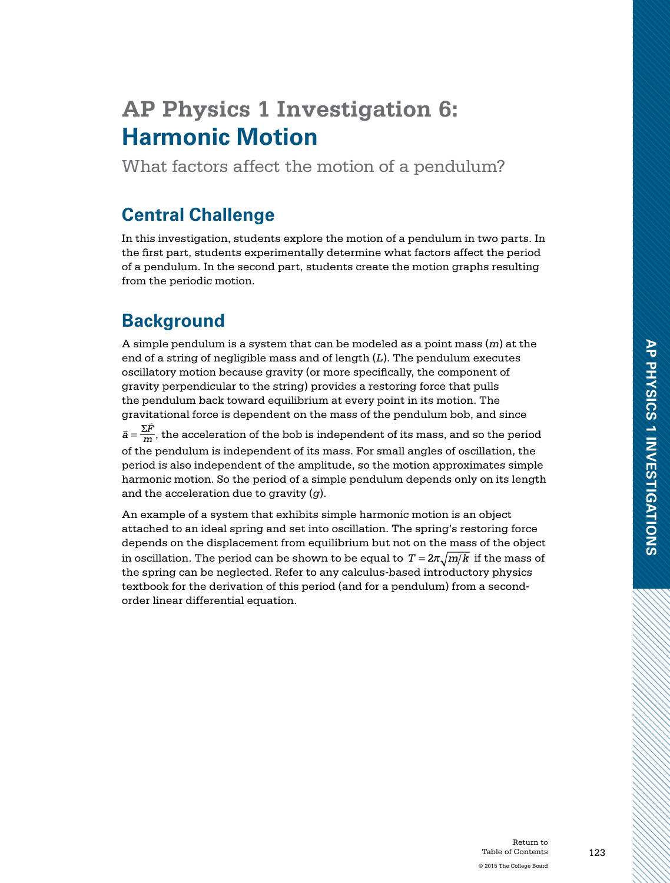# AP Physics 1 Investigation 6: Harmonic Motion

What factors affect the motion of a pendulum?

## Central Challenge

In this investigation, students explore the motion of a pendulum in two parts. In the first part, students experimentally determine what factors affect the period of a pendulum. In the second part, students create the motion graphs resulting from the periodic motion.

## Background

A simple pendulum is a system that can be modeled as a point mass ($m$) at the end of a string of negligible mass and of length ($L$). The pendulum executes oscillatory motion because gravity (or more specifically, the component of gravity perpendicular to the string) provides a restoring force that pulls the pendulum back toward equilibrium at every point in its motion. The gravitational force is dependent on the mass of the pendulum bob, and since $\vec{a} = \frac{\Sigma\vec{F}}{m}$, the acceleration of the bob is independent of its mass, and so the period of the pendulum is independent of its mass. For small angles of oscillation, the period is also independent of the amplitude, so the motion approximates simple harmonic motion. So the period of a simple pendulum depends only on its length and the acceleration due to gravity ($g$).

An example of a system that exhibits simple harmonic motion is an object attached to an ideal spring and set into oscillation. The spring's restoring force depends on the displacement from equilibrium but not on the mass of the object in oscillation. The period can be shown to be equal to $T = 2\pi\sqrt{m/k}$ if the mass of the spring can be neglected. Refer to any calculus-based introductory physics textbook for the derivation of this period (and for a pendulum) from a second-order linear differential equation.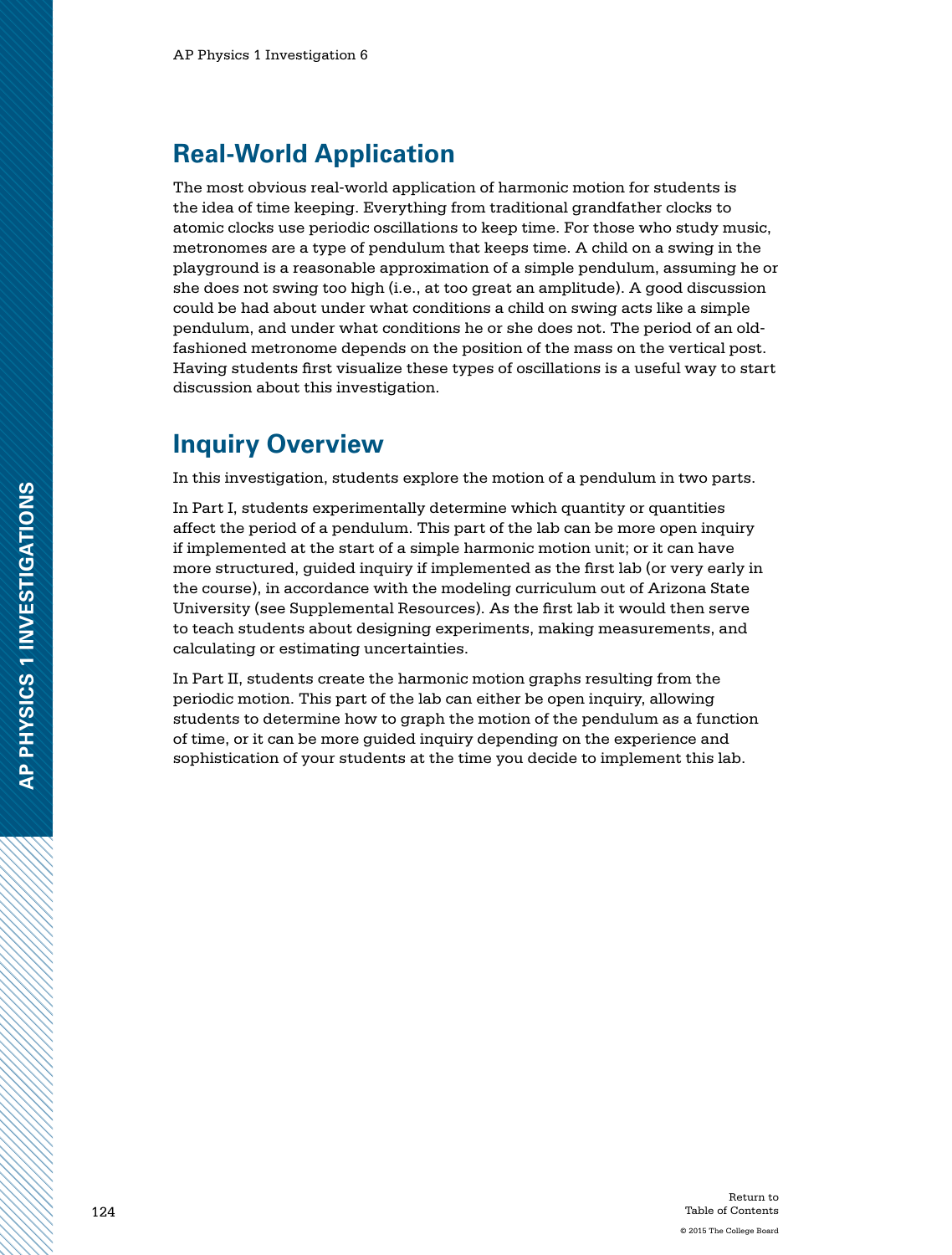## Real-World Application

The most obvious real-world application of harmonic motion for students is the idea of time keeping. Everything from traditional grandfather clocks to atomic clocks use periodic oscillations to keep time. For those who study music, metronomes are a type of pendulum that keeps time. A child on a swing in the playground is a reasonable approximation of a simple pendulum, assuming he or she does not swing too high (i.e., at too great an amplitude). A good discussion could be had about under what conditions a child on swing acts like a simple pendulum, and under what conditions he or she does not. The period of an old-fashioned metronome depends on the position of the mass on the vertical post. Having students first visualize these types of oscillations is a useful way to start discussion about this investigation.

## Inquiry Overview

In this investigation, students explore the motion of a pendulum in two parts.

In Part I, students experimentally determine which quantity or quantities affect the period of a pendulum. This part of the lab can be more open inquiry if implemented at the start of a simple harmonic motion unit; or it can have more structured, guided inquiry if implemented as the first lab (or very early in the course), in accordance with the modeling curriculum out of Arizona State University (see Supplemental Resources). As the first lab it would then serve to teach students about designing experiments, making measurements, and calculating or estimating uncertainties.

In Part II, students create the harmonic motion graphs resulting from the periodic motion. This part of the lab can either be open inquiry, allowing students to determine how to graph the motion of the pendulum as a function of time, or it can be more guided inquiry depending on the experience and sophistication of your students at the time you decide to implement this lab.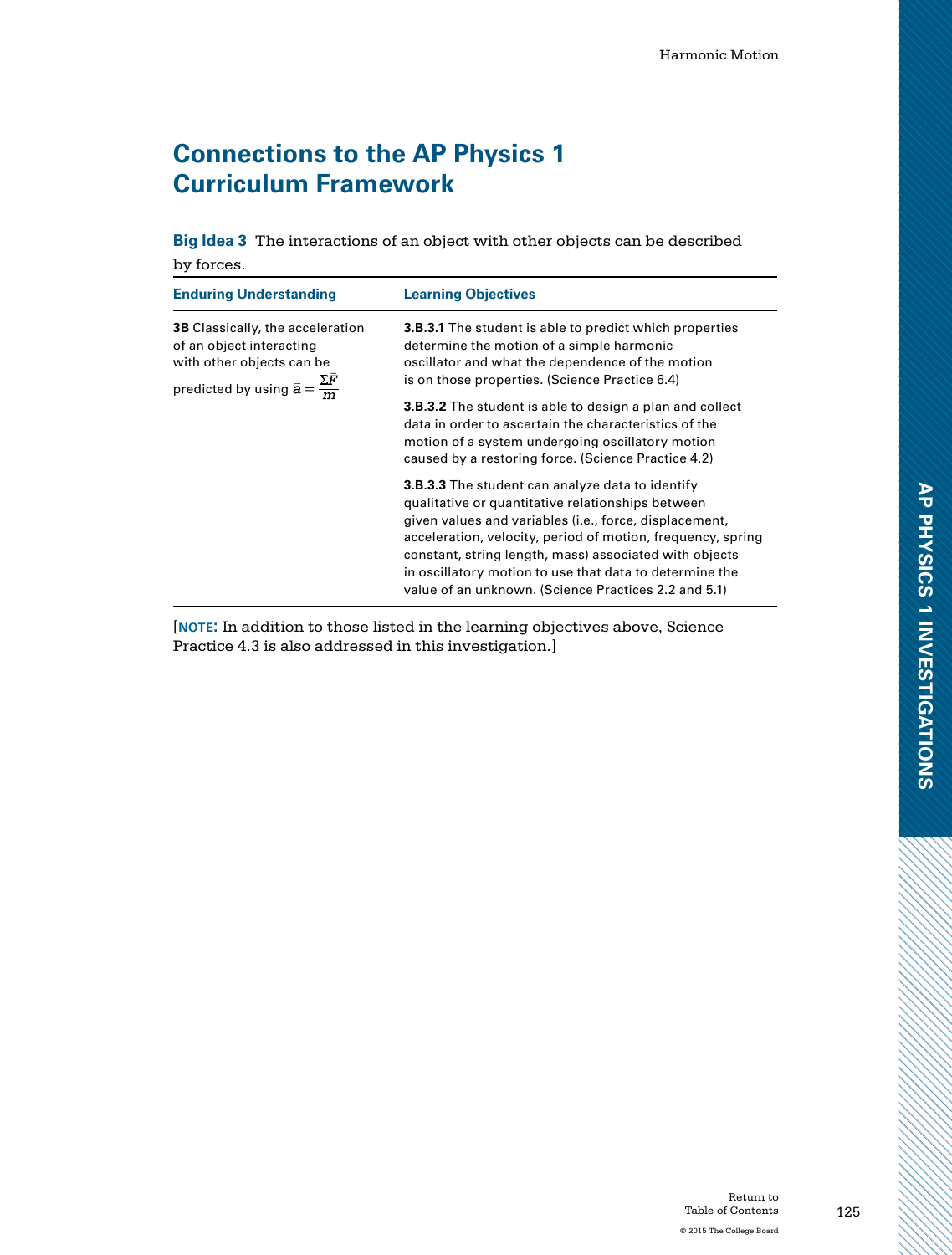## Connections to the AP Physics 1 Curriculum Framework

**Big Idea 3** The interactions of an object with other objects can be described by forces.

| Enduring Understanding | Learning Objectives |
|---|---|
| **3B** Classically, the acceleration of an object interacting with other objects can be predicted by using $\vec{a} = \frac{\Sigma\vec{F}}{m}$ | **3.B.3.1** The student is able to predict which properties determine the motion of a simple harmonic oscillator and what the dependence of the motion is on those properties. (Science Practice 6.4) |
| | **3.B.3.2** The student is able to design a plan and collect data in order to ascertain the characteristics of the motion of a system undergoing oscillatory motion caused by a restoring force. (Science Practice 4.2) |
| | **3.B.3.3** The student can analyze data to identify qualitative or quantitative relationships between given values and variables (i.e., force, displacement, acceleration, velocity, period of motion, frequency, spring constant, string length, mass) associated with objects in oscillatory motion to use that data to determine the value of an unknown. (Science Practices 2.2 and 5.1) |

[**NOTE:** In addition to those listed in the learning objectives above, Science Practice 4.3 is also addressed in this investigation.]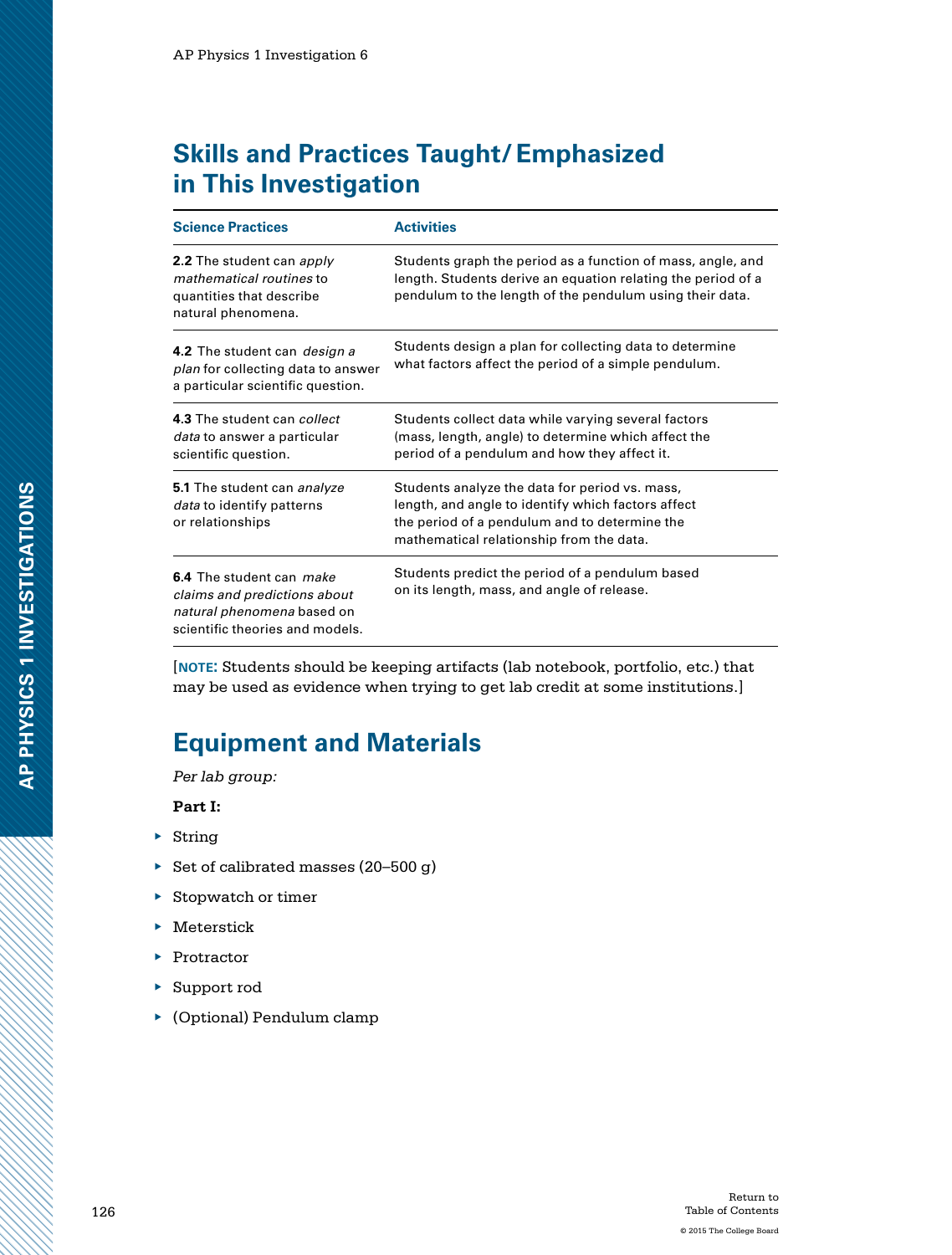## Skills and Practices Taught/Emphasized in This Investigation

| Science Practices | Activities |
|---|---|
| **2.2** The student can *apply mathematical routines* to quantities that describe natural phenomena. | Students graph the period as a function of mass, angle, and length. Students derive an equation relating the period of a pendulum to the length of the pendulum using their data. |
| **4.2** The student can *design a plan* for collecting data to answer a particular scientific question. | Students design a plan for collecting data to determine what factors affect the period of a simple pendulum. |
| **4.3** The student can *collect data* to answer a particular scientific question. | Students collect data while varying several factors (mass, length, angle) to determine which affect the period of a pendulum and how they affect it. |
| **5.1** The student can *analyze data* to identify patterns or relationships | Students analyze the data for period vs. mass, length, and angle to identify which factors affect the period of a pendulum and to determine the mathematical relationship from the data. |
| **6.4** The student can *make claims and predictions about natural phenomena* based on scientific theories and models. | Students predict the period of a pendulum based on its length, mass, and angle of release. |

[**NOTE:** Students should be keeping artifacts (lab notebook, portfolio, etc.) that may be used as evidence when trying to get lab credit at some institutions.]

## Equipment and Materials

*Per lab group:*

**Part I:**

- String
- Set of calibrated masses (20–500 g)
- Stopwatch or timer
- Meterstick
- Protractor
- Support rod
- (Optional) Pendulum clamp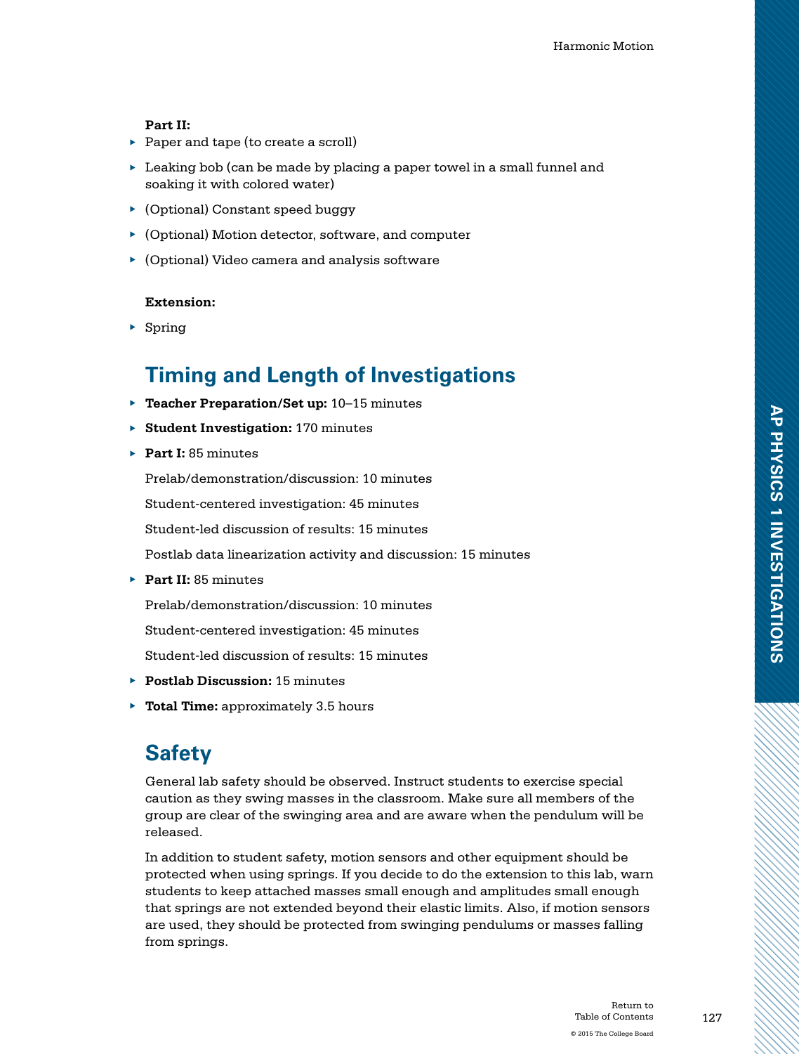**Part II:**

- Paper and tape (to create a scroll)
- Leaking bob (can be made by placing a paper towel in a small funnel and soaking it with colored water)
- (Optional) Constant speed buggy
- (Optional) Motion detector, software, and computer
- (Optional) Video camera and analysis software

**Extension:**

- Spring

## Timing and Length of Investigations

- **Teacher Preparation/Set up:** 10–15 minutes
- **Student Investigation:** 170 minutes
- **Part I:** 85 minutes

  Prelab/demonstration/discussion: 10 minutes

  Student-centered investigation: 45 minutes

  Student-led discussion of results: 15 minutes

  Postlab data linearization activity and discussion: 15 minutes

- **Part II:** 85 minutes

  Prelab/demonstration/discussion: 10 minutes

  Student-centered investigation: 45 minutes

  Student-led discussion of results: 15 minutes

- **Postlab Discussion:** 15 minutes
- **Total Time:** approximately 3.5 hours

## Safety

General lab safety should be observed. Instruct students to exercise special caution as they swing masses in the classroom. Make sure all members of the group are clear of the swinging area and are aware when the pendulum will be released.

In addition to student safety, motion sensors and other equipment should be protected when using springs. If you decide to do the extension to this lab, warn students to keep attached masses small enough and amplitudes small enough that springs are not extended beyond their elastic limits. Also, if motion sensors are used, they should be protected from swinging pendulums or masses falling from springs.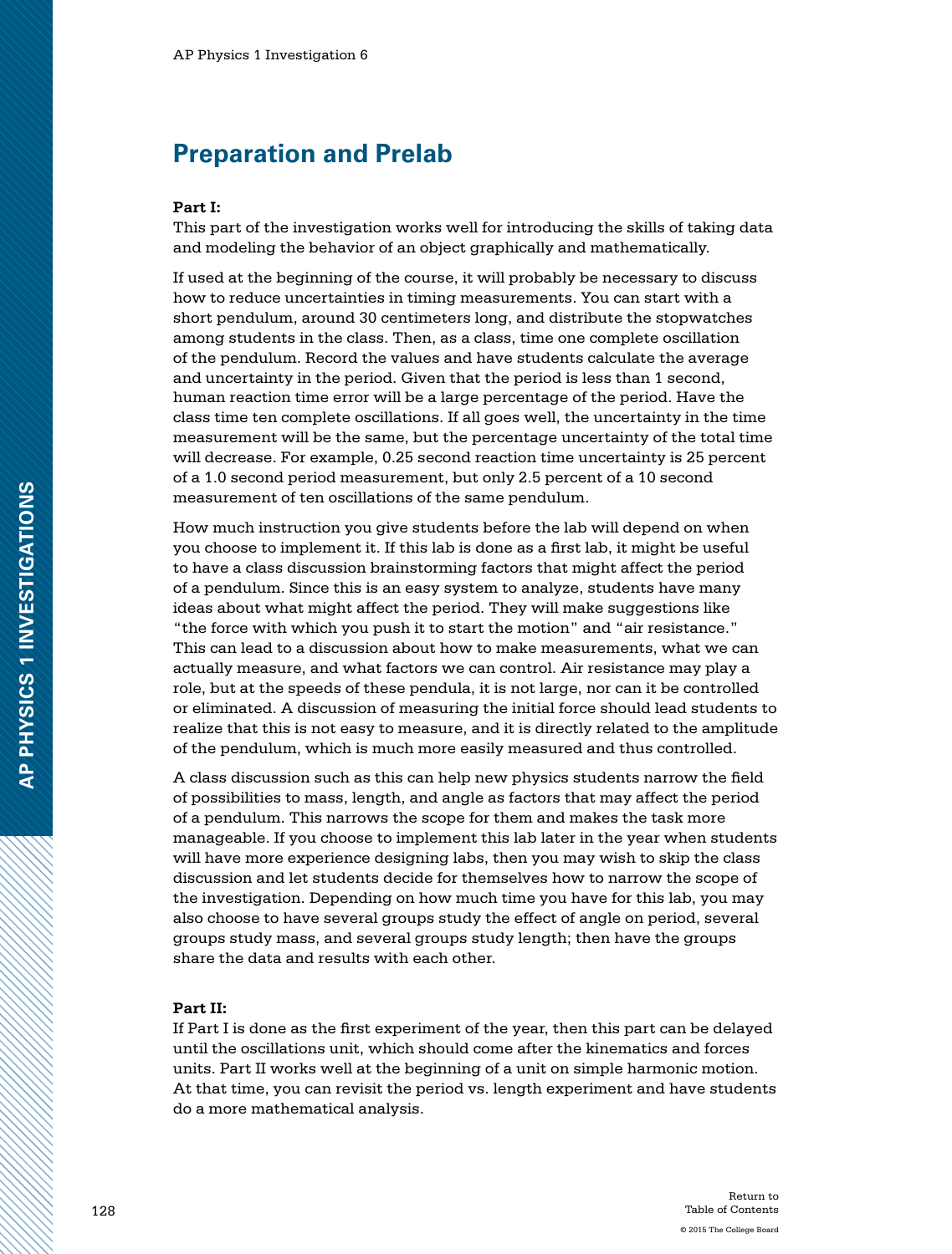## Preparation and Prelab

**Part I:**
This part of the investigation works well for introducing the skills of taking data and modeling the behavior of an object graphically and mathematically.

If used at the beginning of the course, it will probably be necessary to discuss how to reduce uncertainties in timing measurements. You can start with a short pendulum, around 30 centimeters long, and distribute the stopwatches among students in the class. Then, as a class, time one complete oscillation of the pendulum. Record the values and have students calculate the average and uncertainty in the period. Given that the period is less than 1 second, human reaction time error will be a large percentage of the period. Have the class time ten complete oscillations. If all goes well, the uncertainty in the time measurement will be the same, but the percentage uncertainty of the total time will decrease. For example, 0.25 second reaction time uncertainty is 25 percent of a 1.0 second period measurement, but only 2.5 percent of a 10 second measurement of ten oscillations of the same pendulum.

How much instruction you give students before the lab will depend on when you choose to implement it. If this lab is done as a first lab, it might be useful to have a class discussion brainstorming factors that might affect the period of a pendulum. Since this is an easy system to analyze, students have many ideas about what might affect the period. They will make suggestions like "the force with which you push it to start the motion" and "air resistance." This can lead to a discussion about how to make measurements, what we can actually measure, and what factors we can control. Air resistance may play a role, but at the speeds of these pendula, it is not large, nor can it be controlled or eliminated. A discussion of measuring the initial force should lead students to realize that this is not easy to measure, and it is directly related to the amplitude of the pendulum, which is much more easily measured and thus controlled.

A class discussion such as this can help new physics students narrow the field of possibilities to mass, length, and angle as factors that may affect the period of a pendulum. This narrows the scope for them and makes the task more manageable. If you choose to implement this lab later in the year when students will have more experience designing labs, then you may wish to skip the class discussion and let students decide for themselves how to narrow the scope of the investigation. Depending on how much time you have for this lab, you may also choose to have several groups study the effect of angle on period, several groups study mass, and several groups study length; then have the groups share the data and results with each other.

**Part II:**
If Part I is done as the first experiment of the year, then this part can be delayed until the oscillations unit, which should come after the kinematics and forces units. Part II works well at the beginning of a unit on simple harmonic motion. At that time, you can revisit the period vs. length experiment and have students do a more mathematical analysis.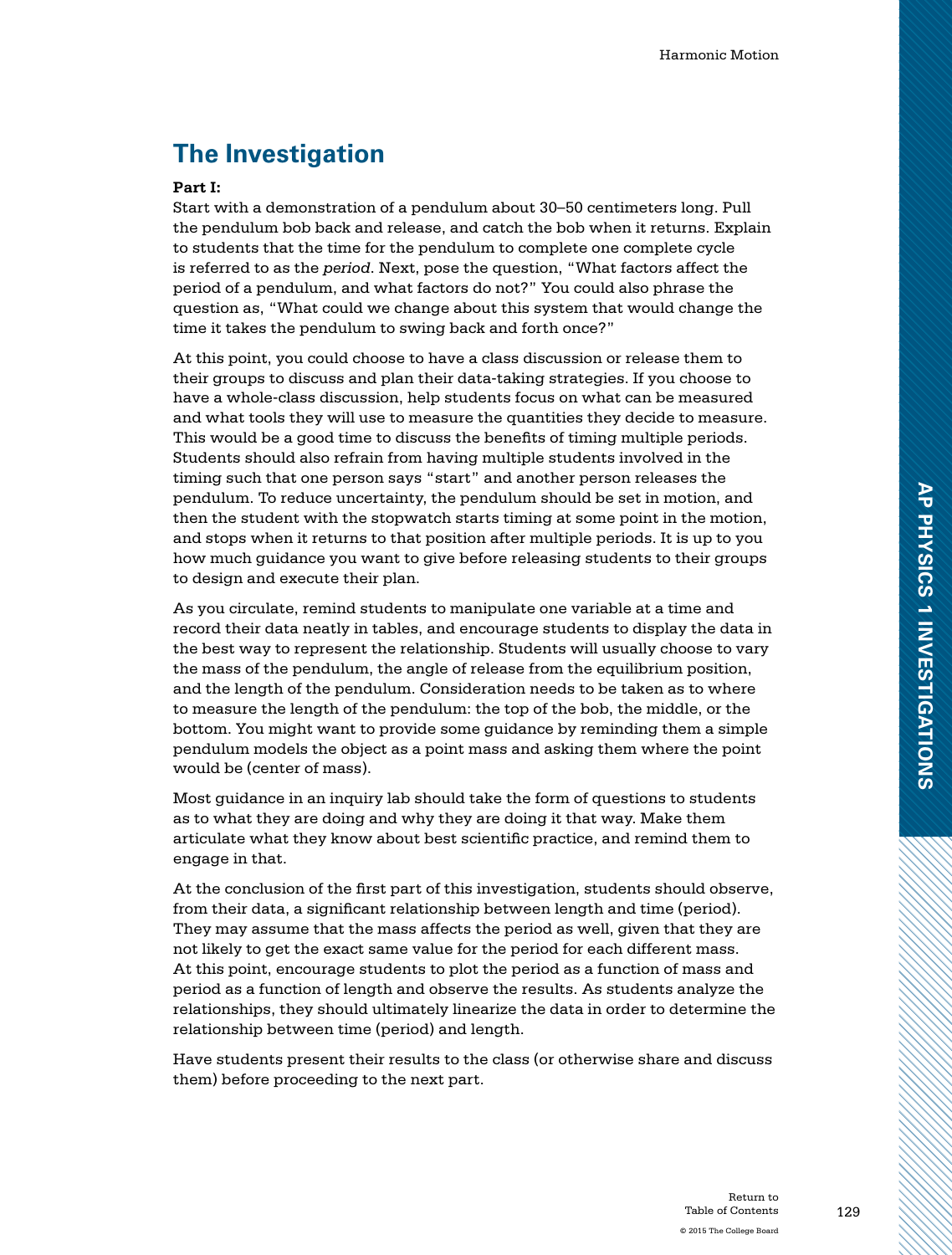## The Investigation

**Part I:**

Start with a demonstration of a pendulum about 30–50 centimeters long. Pull the pendulum bob back and release, and catch the bob when it returns. Explain to students that the time for the pendulum to complete one complete cycle is referred to as the *period*. Next, pose the question, "What factors affect the period of a pendulum, and what factors do not?" You could also phrase the question as, "What could we change about this system that would change the time it takes the pendulum to swing back and forth once?"

At this point, you could choose to have a class discussion or release them to their groups to discuss and plan their data-taking strategies. If you choose to have a whole-class discussion, help students focus on what can be measured and what tools they will use to measure the quantities they decide to measure. This would be a good time to discuss the benefits of timing multiple periods. Students should also refrain from having multiple students involved in the timing such that one person says "start" and another person releases the pendulum. To reduce uncertainty, the pendulum should be set in motion, and then the student with the stopwatch starts timing at some point in the motion, and stops when it returns to that position after multiple periods. It is up to you how much guidance you want to give before releasing students to their groups to design and execute their plan.

As you circulate, remind students to manipulate one variable at a time and record their data neatly in tables, and encourage students to display the data in the best way to represent the relationship. Students will usually choose to vary the mass of the pendulum, the angle of release from the equilibrium position, and the length of the pendulum. Consideration needs to be taken as to where to measure the length of the pendulum: the top of the bob, the middle, or the bottom. You might want to provide some guidance by reminding them a simple pendulum models the object as a point mass and asking them where the point would be (center of mass).

Most guidance in an inquiry lab should take the form of questions to students as to what they are doing and why they are doing it that way. Make them articulate what they know about best scientific practice, and remind them to engage in that.

At the conclusion of the first part of this investigation, students should observe, from their data, a significant relationship between length and time (period). They may assume that the mass affects the period as well, given that they are not likely to get the exact same value for the period for each different mass. At this point, encourage students to plot the period as a function of mass and period as a function of length and observe the results. As students analyze the relationships, they should ultimately linearize the data in order to determine the relationship between time (period) and length.

Have students present their results to the class (or otherwise share and discuss them) before proceeding to the next part.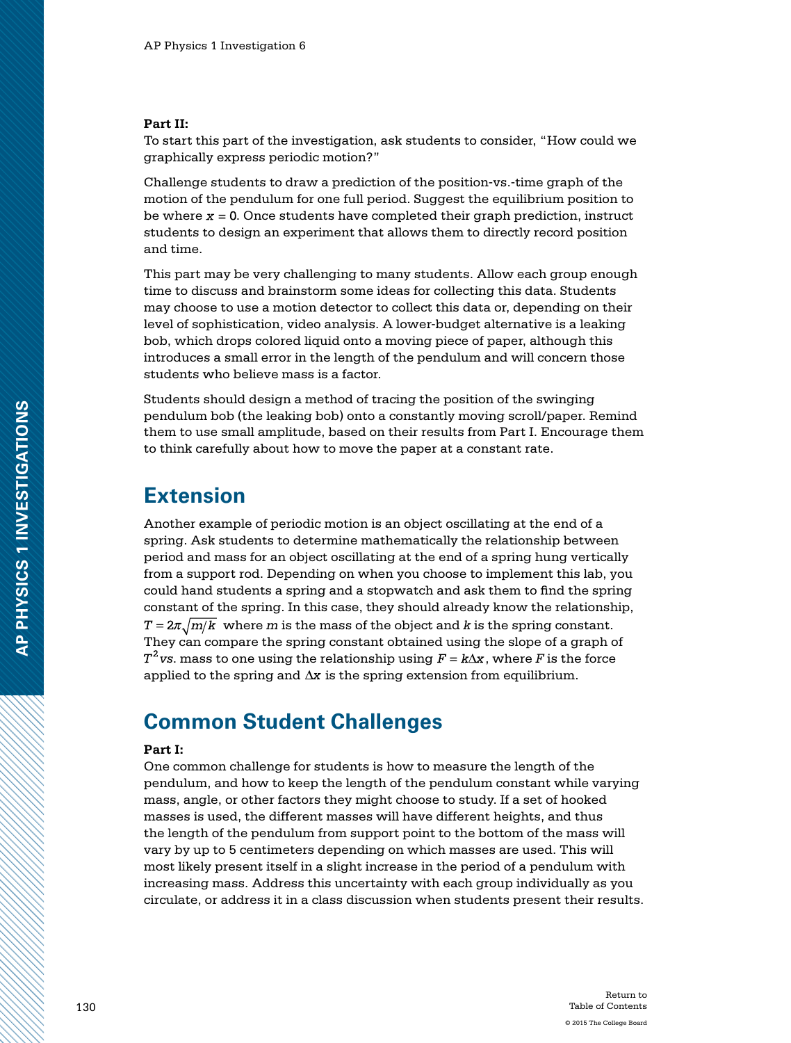**Part II:**

To start this part of the investigation, ask students to consider, "How could we graphically express periodic motion?"

Challenge students to draw a prediction of the position-vs.-time graph of the motion of the pendulum for one full period. Suggest the equilibrium position to be where $x = 0$. Once students have completed their graph prediction, instruct students to design an experiment that allows them to directly record position and time.

This part may be very challenging to many students. Allow each group enough time to discuss and brainstorm some ideas for collecting this data. Students may choose to use a motion detector to collect this data or, depending on their level of sophistication, video analysis. A lower-budget alternative is a leaking bob, which drops colored liquid onto a moving piece of paper, although this introduces a small error in the length of the pendulum and will concern those students who believe mass is a factor.

Students should design a method of tracing the position of the swinging pendulum bob (the leaking bob) onto a constantly moving scroll/paper. Remind them to use small amplitude, based on their results from Part I. Encourage them to think carefully about how to move the paper at a constant rate.

## Extension

Another example of periodic motion is an object oscillating at the end of a spring. Ask students to determine mathematically the relationship between period and mass for an object oscillating at the end of a spring hung vertically from a support rod. Depending on when you choose to implement this lab, you could hand students a spring and a stopwatch and ask them to find the spring constant of the spring. In this case, they should already know the relationship, $T = 2\pi\sqrt{m/k}$ where $m$ is the mass of the object and $k$ is the spring constant. They can compare the spring constant obtained using the slope of a graph of $T^2$ *vs.* mass to one using the relationship using $F = k\Delta x$, where $F$ is the force applied to the spring and $\Delta x$ is the spring extension from equilibrium.

## Common Student Challenges

**Part I:**

One common challenge for students is how to measure the length of the pendulum, and how to keep the length of the pendulum constant while varying mass, angle, or other factors they might choose to study. If a set of hooked masses is used, the different masses will have different heights, and thus the length of the pendulum from support point to the bottom of the mass will vary by up to 5 centimeters depending on which masses are used. This will most likely present itself in a slight increase in the period of a pendulum with increasing mass. Address this uncertainty with each group individually as you circulate, or address it in a class discussion when students present their results.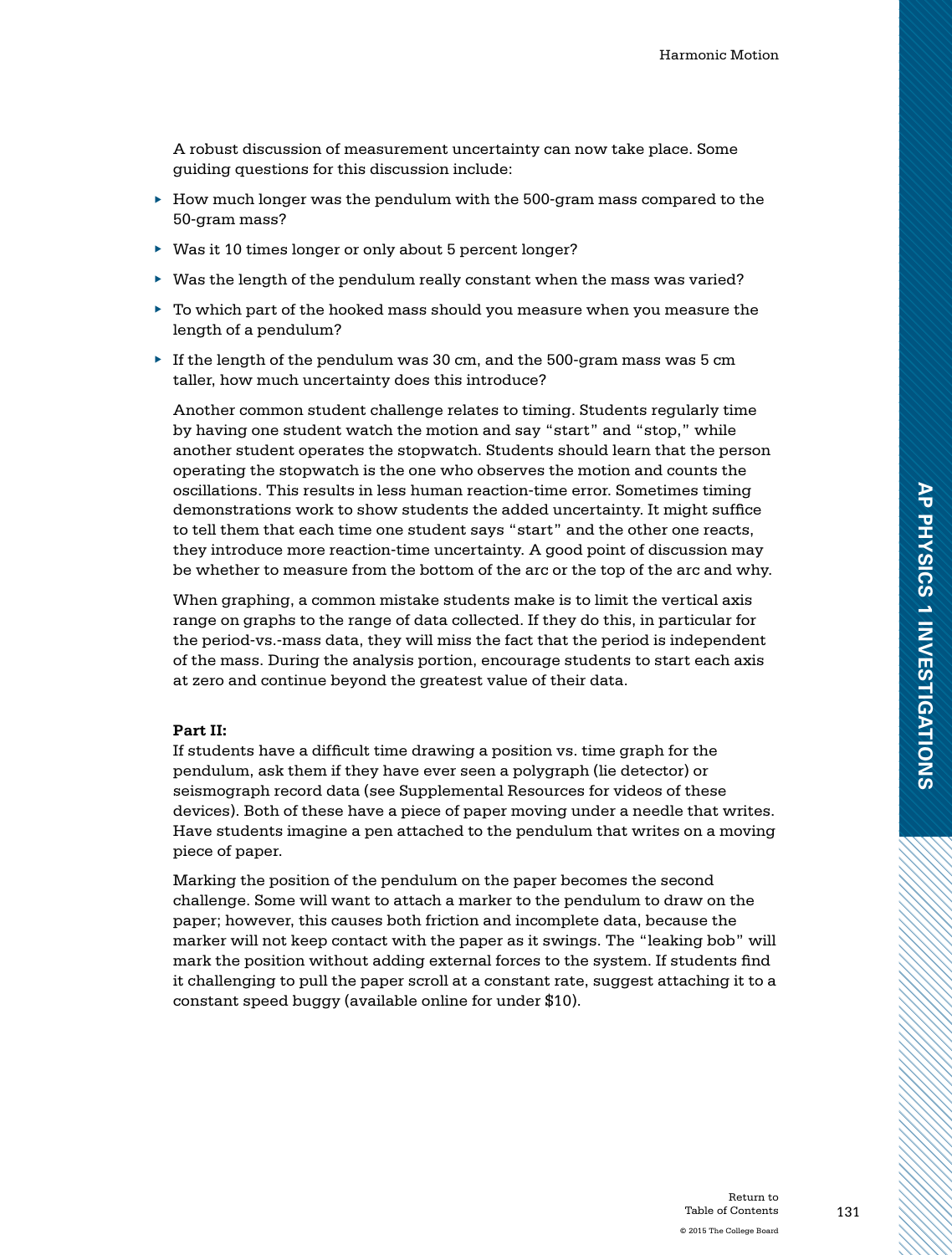A robust discussion of measurement uncertainty can now take place. Some guiding questions for this discussion include:

- How much longer was the pendulum with the 500-gram mass compared to the 50-gram mass?
- Was it 10 times longer or only about 5 percent longer?
- Was the length of the pendulum really constant when the mass was varied?
- To which part of the hooked mass should you measure when you measure the length of a pendulum?
- If the length of the pendulum was 30 cm, and the 500-gram mass was 5 cm taller, how much uncertainty does this introduce?

Another common student challenge relates to timing. Students regularly time by having one student watch the motion and say "start" and "stop," while another student operates the stopwatch. Students should learn that the person operating the stopwatch is the one who observes the motion and counts the oscillations. This results in less human reaction-time error. Sometimes timing demonstrations work to show students the added uncertainty. It might suffice to tell them that each time one student says "start" and the other one reacts, they introduce more reaction-time uncertainty. A good point of discussion may be whether to measure from the bottom of the arc or the top of the arc and why.

When graphing, a common mistake students make is to limit the vertical axis range on graphs to the range of data collected. If they do this, in particular for the period-vs.-mass data, they will miss the fact that the period is independent of the mass. During the analysis portion, encourage students to start each axis at zero and continue beyond the greatest value of their data.

**Part II:**
If students have a difficult time drawing a position vs. time graph for the pendulum, ask them if they have ever seen a polygraph (lie detector) or seismograph record data (see Supplemental Resources for videos of these devices). Both of these have a piece of paper moving under a needle that writes. Have students imagine a pen attached to the pendulum that writes on a moving piece of paper.

Marking the position of the pendulum on the paper becomes the second challenge. Some will want to attach a marker to the pendulum to draw on the paper; however, this causes both friction and incomplete data, because the marker will not keep contact with the paper as it swings. The "leaking bob" will mark the position without adding external forces to the system. If students find it challenging to pull the paper scroll at a constant rate, suggest attaching it to a constant speed buggy (available online for under $10).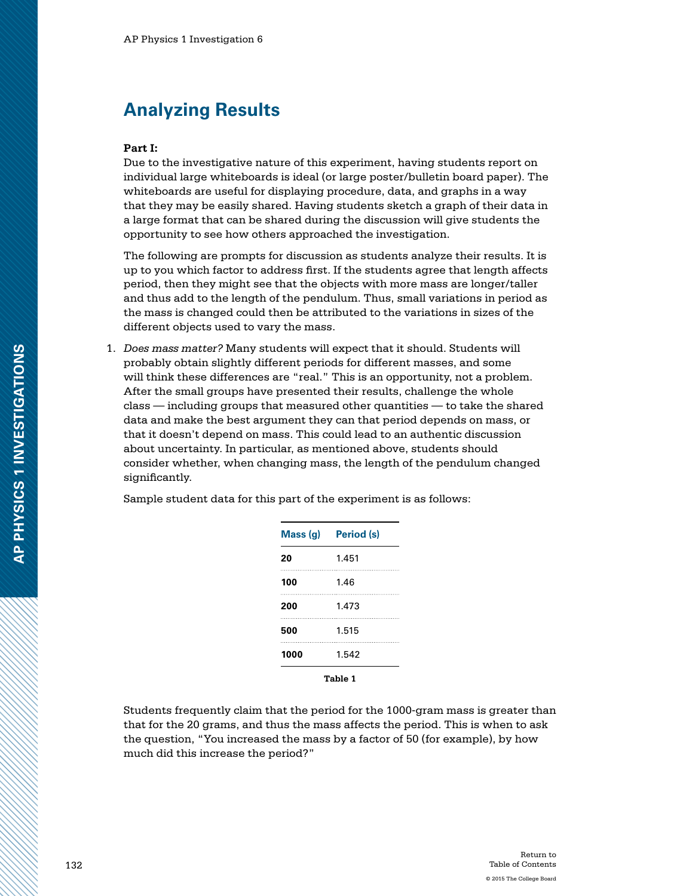## Analyzing Results

**Part I:**

Due to the investigative nature of this experiment, having students report on individual large whiteboards is ideal (or large poster/bulletin board paper). The whiteboards are useful for displaying procedure, data, and graphs in a way that they may be easily shared. Having students sketch a graph of their data in a large format that can be shared during the discussion will give students the opportunity to see how others approached the investigation.

The following are prompts for discussion as students analyze their results. It is up to you which factor to address first. If the students agree that length affects period, then they might see that the objects with more mass are longer/taller and thus add to the length of the pendulum. Thus, small variations in period as the mass is changed could then be attributed to the variations in sizes of the different objects used to vary the mass.

1. *Does mass matter?* Many students will expect that it should. Students will probably obtain slightly different periods for different masses, and some will think these differences are "real." This is an opportunity, not a problem. After the small groups have presented their results, challenge the whole class — including groups that measured other quantities — to take the shared data and make the best argument they can that period depends on mass, or that it doesn't depend on mass. This could lead to an authentic discussion about uncertainty. In particular, as mentioned above, students should consider whether, when changing mass, the length of the pendulum changed significantly.

   Sample student data for this part of the experiment is as follows:

   | Mass (g) | Period (s) |
   |---|---|
   | **20** | 1.451 |
   | **100** | 1.46 |
   | **200** | 1.473 |
   | **500** | 1.515 |
   | **1000** | 1.542 |

   **Table 1**

   Students frequently claim that the period for the 1000-gram mass is greater than that for the 20 grams, and thus the mass affects the period. This is when to ask the question, "You increased the mass by a factor of 50 (for example), by how much did this increase the period?"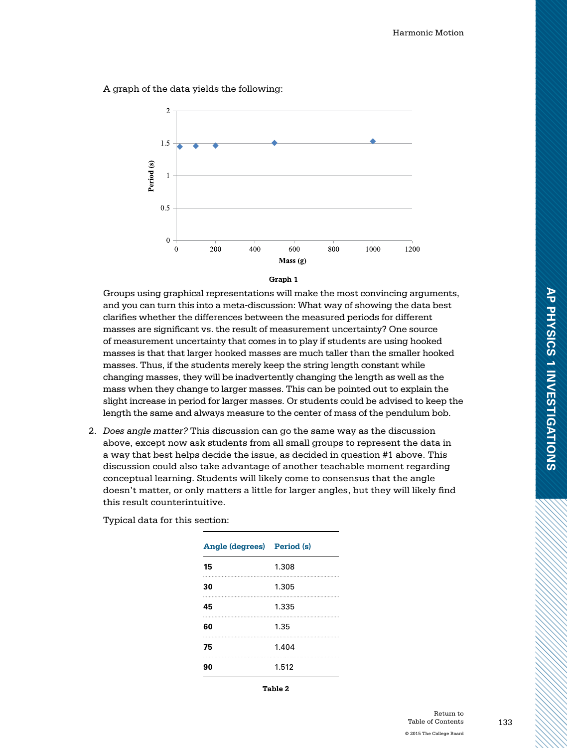A graph of the data yields the following:

Graph 1

Groups using graphical representations will make the most convincing arguments, and you can turn this into a meta-discussion: What way of showing the data best clarifies whether the differences between the measured periods for different masses are significant vs. the result of measurement uncertainty? One source of measurement uncertainty that comes in to play if students are using hooked masses is that that larger hooked masses are much taller than the smaller hooked masses. Thus, if the students merely keep the string length constant while changing masses, they will be inadvertently changing the length as well as the mass when they change to larger masses. This can be pointed out to explain the slight increase in period for larger masses. Or students could be advised to keep the length the same and always measure to the center of mass of the pendulum bob.

2. *Does angle matter?* This discussion can go the same way as the discussion above, except now ask students from all small groups to represent the data in a way that best helps decide the issue, as decided in question #1 above. This discussion could also take advantage of another teachable moment regarding conceptual learning. Students will likely come to consensus that the angle doesn't matter, or only matters a little for larger angles, but they will likely find this result counterintuitive.

Typical data for this section:

| Angle (degrees) | Period (s) |
|---|---|
| 15 | 1.308 |
| 30 | 1.305 |
| 45 | 1.335 |
| 60 | 1.35 |
| 75 | 1.404 |
| 90 | 1.512 |

Table 2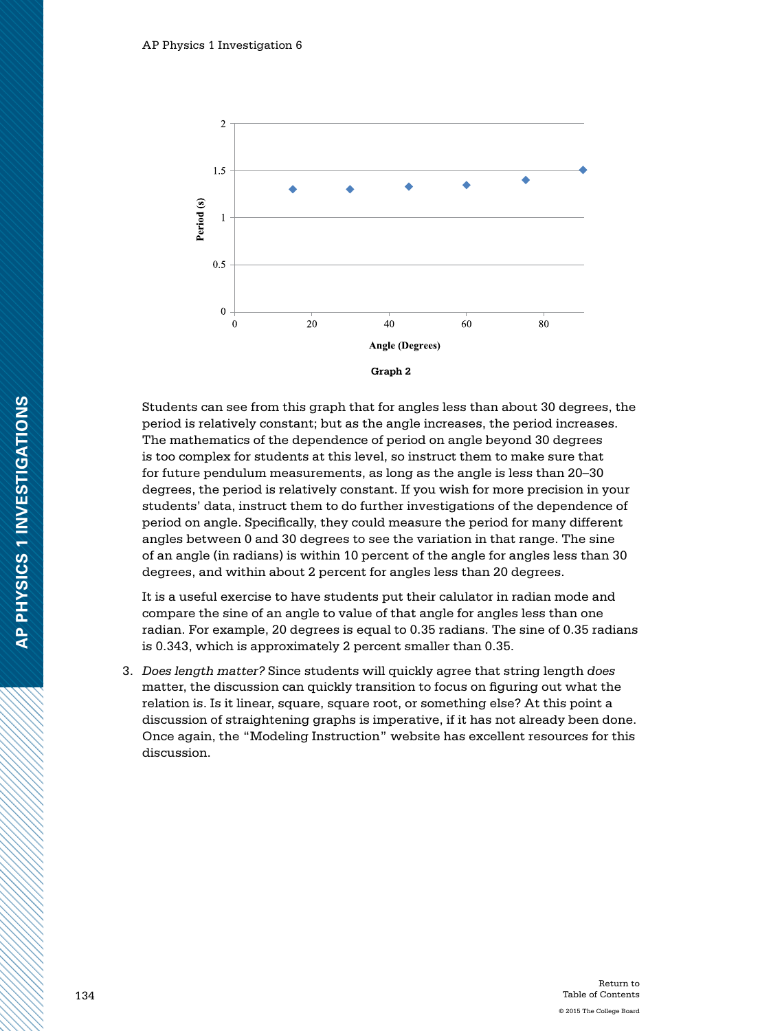Graph 2

Students can see from this graph that for angles less than about 30 degrees, the period is relatively constant; but as the angle increases, the period increases. The mathematics of the dependence of period on angle beyond 30 degrees is too complex for students at this level, so instruct them to make sure that for future pendulum measurements, as long as the angle is less than 20–30 degrees, the period is relatively constant. If you wish for more precision in your students' data, instruct them to do further investigations of the dependence of period on angle. Specifically, they could measure the period for many different angles between 0 and 30 degrees to see the variation in that range. The sine of an angle (in radians) is within 10 percent of the angle for angles less than 30 degrees, and within about 2 percent for angles less than 20 degrees.

It is a useful exercise to have students put their calulator in radian mode and compare the sine of an angle to value of that angle for angles less than one radian. For example, 20 degrees is equal to 0.35 radians. The sine of 0.35 radians is 0.343, which is approximately 2 percent smaller than 0.35.

3. *Does length matter?* Since students will quickly agree that string length *does* matter, the discussion can quickly transition to focus on figuring out what the relation is. Is it linear, square, square root, or something else? At this point a discussion of straightening graphs is imperative, if it has not already been done. Once again, the "Modeling Instruction" website has excellent resources for this discussion.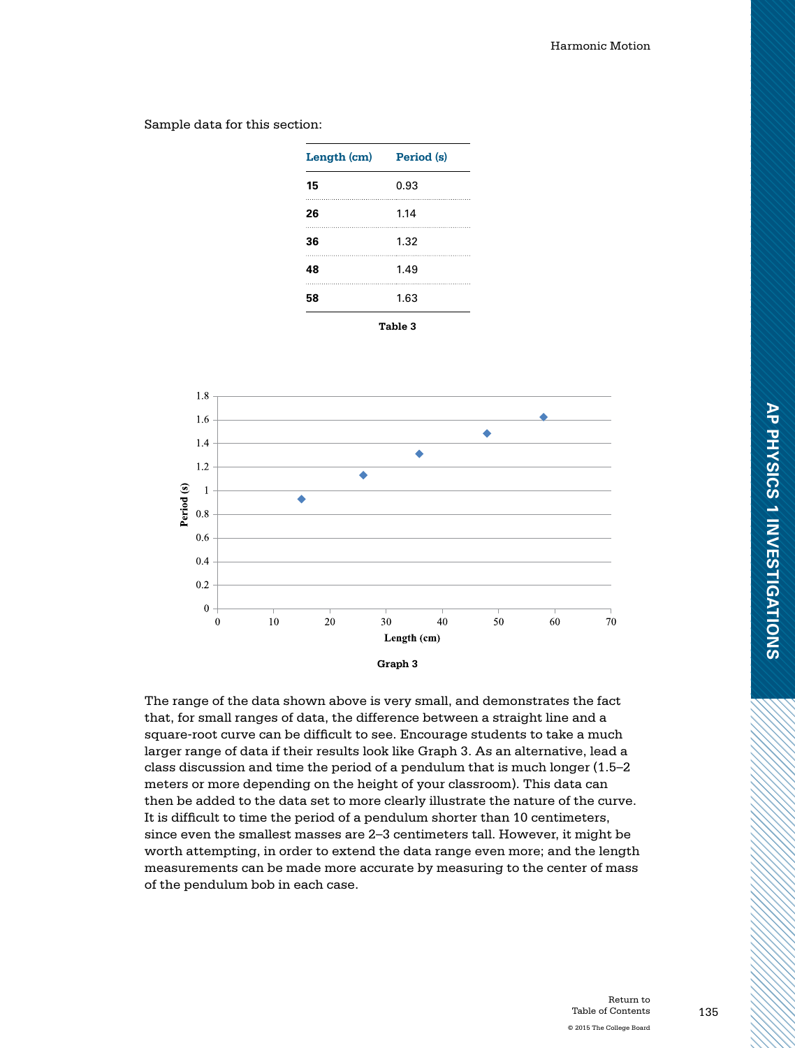Sample data for this section:

| Length (cm) | Period (s) |
| --- | --- |
| **15** | 0.93 |
| **26** | 1.14 |
| **36** | 1.32 |
| **48** | 1.49 |
| **58** | 1.63 |

**Table 3**

**Graph 3**

The range of the data shown above is very small, and demonstrates the fact that, for small ranges of data, the difference between a straight line and a square-root curve can be difficult to see. Encourage students to take a much larger range of data if their results look like Graph 3. As an alternative, lead a class discussion and time the period of a pendulum that is much longer (1.5–2 meters or more depending on the height of your classroom). This data can then be added to the data set to more clearly illustrate the nature of the curve. It is difficult to time the period of a pendulum shorter than 10 centimeters, since even the smallest masses are 2–3 centimeters tall. However, it might be worth attempting, in order to extend the data range even more; and the length measurements can be made more accurate by measuring to the center of mass of the pendulum bob in each case.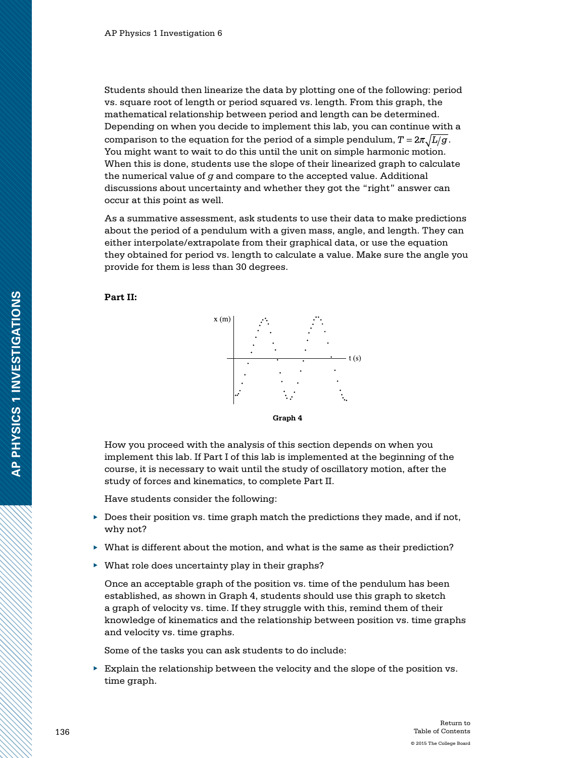Students should then linearize the data by plotting one of the following: period vs. square root of length or period squared vs. length. From this graph, the mathematical relationship between period and length can be determined. Depending on when you decide to implement this lab, you can continue with a comparison to the equation for the period of a simple pendulum, $T = 2\pi\sqrt{L/g}$. You might want to wait to do this until the unit on simple harmonic motion. When this is done, students use the slope of their linearized graph to calculate the numerical value of $g$ and compare to the accepted value. Additional discussions about uncertainty and whether they got the "right" answer can occur at this point as well.

As a summative assessment, ask students to use their data to make predictions about the period of a pendulum with a given mass, angle, and length. They can either interpolate/extrapolate from their graphical data, or use the equation they obtained for period vs. length to calculate a value. Make sure the angle you provide for them is less than 30 degrees.

**Part II:**

Graph 4

How you proceed with the analysis of this section depends on when you implement this lab. If Part I of this lab is implemented at the beginning of the course, it is necessary to wait until the study of oscillatory motion, after the study of forces and kinematics, to complete Part II.

Have students consider the following:

- Does their position vs. time graph match the predictions they made, and if not, why not?
- What is different about the motion, and what is the same as their prediction?
- What role does uncertainty play in their graphs?

Once an acceptable graph of the position vs. time of the pendulum has been established, as shown in Graph 4, students should use this graph to sketch a graph of velocity vs. time. If they struggle with this, remind them of their knowledge of kinematics and the relationship between position vs. time graphs and velocity vs. time graphs.

Some of the tasks you can ask students to do include:

- Explain the relationship between the velocity and the slope of the position vs. time graph.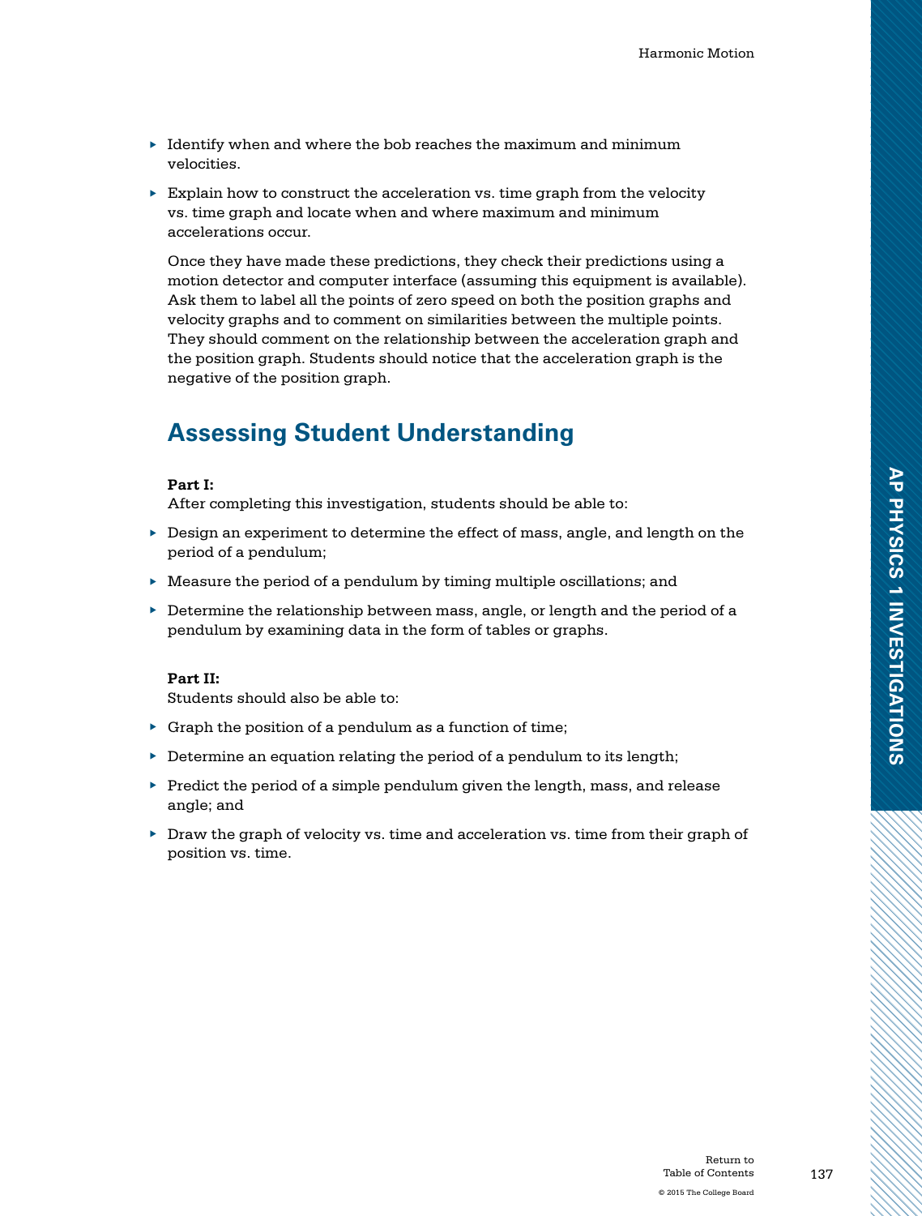- Identify when and where the bob reaches the maximum and minimum velocities.
- Explain how to construct the acceleration vs. time graph from the velocity vs. time graph and locate when and where maximum and minimum accelerations occur.

  Once they have made these predictions, they check their predictions using a motion detector and computer interface (assuming this equipment is available). Ask them to label all the points of zero speed on both the position graphs and velocity graphs and to comment on similarities between the multiple points. They should comment on the relationship between the acceleration graph and the position graph. Students should notice that the acceleration graph is the negative of the position graph.

## Assessing Student Understanding

**Part I:**
After completing this investigation, students should be able to:

- Design an experiment to determine the effect of mass, angle, and length on the period of a pendulum;
- Measure the period of a pendulum by timing multiple oscillations; and
- Determine the relationship between mass, angle, or length and the period of a pendulum by examining data in the form of tables or graphs.

**Part II:**
Students should also be able to:

- Graph the position of a pendulum as a function of time;
- Determine an equation relating the period of a pendulum to its length;
- Predict the period of a simple pendulum given the length, mass, and release angle; and
- Draw the graph of velocity vs. time and acceleration vs. time from their graph of position vs. time.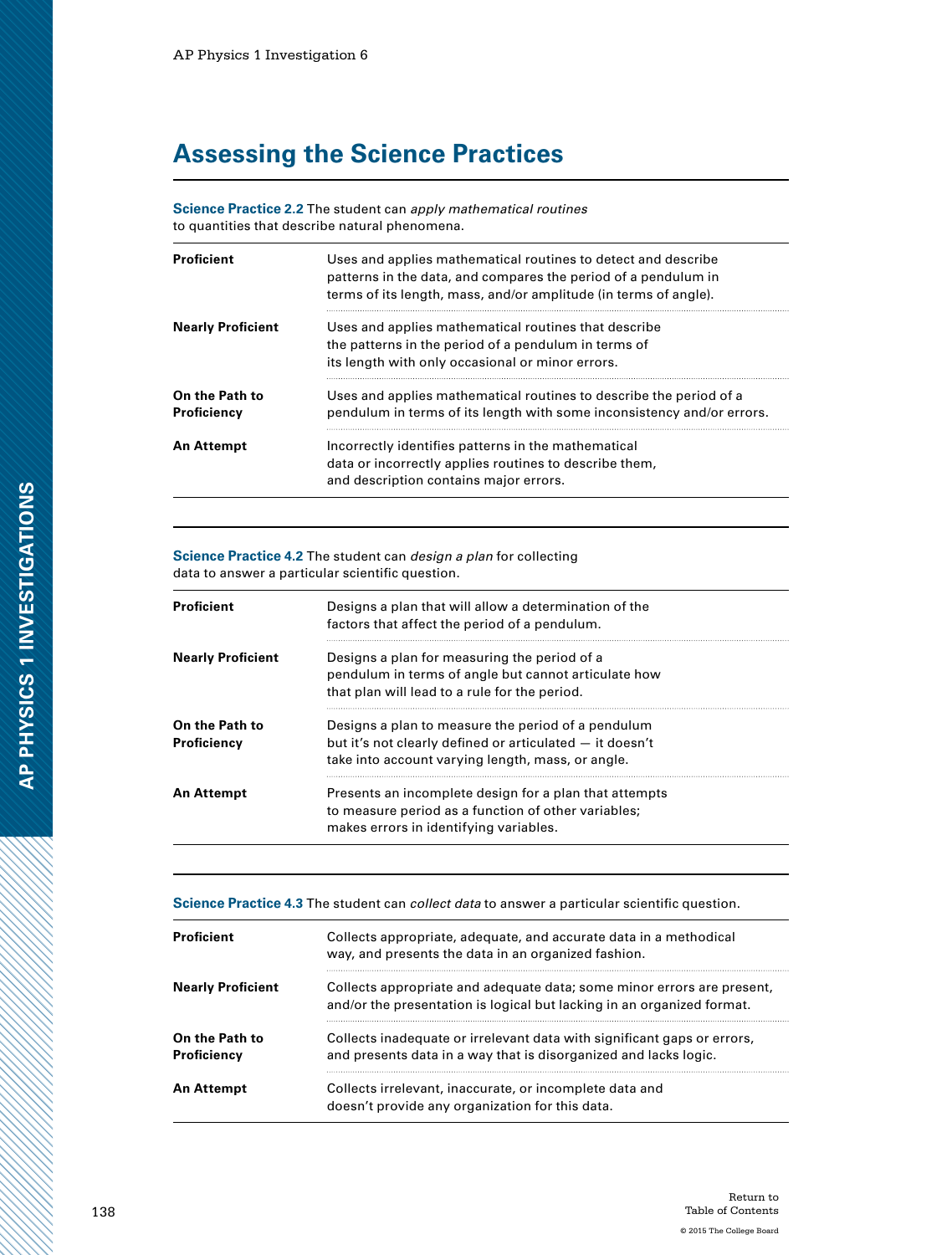## Assessing the Science Practices

**Science Practice 2.2** The student can *apply mathematical routines* to quantities that describe natural phenomena.

| | |
|---|---|
| **Proficient** | Uses and applies mathematical routines to detect and describe patterns in the data, and compares the period of a pendulum in terms of its length, mass, and/or amplitude (in terms of angle). |
| **Nearly Proficient** | Uses and applies mathematical routines that describe the patterns in the period of a pendulum in terms of its length with only occasional or minor errors. |
| **On the Path to Proficiency** | Uses and applies mathematical routines to describe the period of a pendulum in terms of its length with some inconsistency and/or errors. |
| **An Attempt** | Incorrectly identifies patterns in the mathematical data or incorrectly applies routines to describe them, and description contains major errors. |

**Science Practice 4.2** The student can *design a plan* for collecting data to answer a particular scientific question.

| | |
|---|---|
| **Proficient** | Designs a plan that will allow a determination of the factors that affect the period of a pendulum. |
| **Nearly Proficient** | Designs a plan for measuring the period of a pendulum in terms of angle but cannot articulate how that plan will lead to a rule for the period. |
| **On the Path to Proficiency** | Designs a plan to measure the period of a pendulum but it's not clearly defined or articulated — it doesn't take into account varying length, mass, or angle. |
| **An Attempt** | Presents an incomplete design for a plan that attempts to measure period as a function of other variables; makes errors in identifying variables. |

**Science Practice 4.3** The student can *collect data* to answer a particular scientific question.

| | |
|---|---|
| **Proficient** | Collects appropriate, adequate, and accurate data in a methodical way, and presents the data in an organized fashion. |
| **Nearly Proficient** | Collects appropriate and adequate data; some minor errors are present, and/or the presentation is logical but lacking in an organized format. |
| **On the Path to Proficiency** | Collects inadequate or irrelevant data with significant gaps or errors, and presents data in a way that is disorganized and lacks logic. |
| **An Attempt** | Collects irrelevant, inaccurate, or incomplete data and doesn't provide any organization for this data. |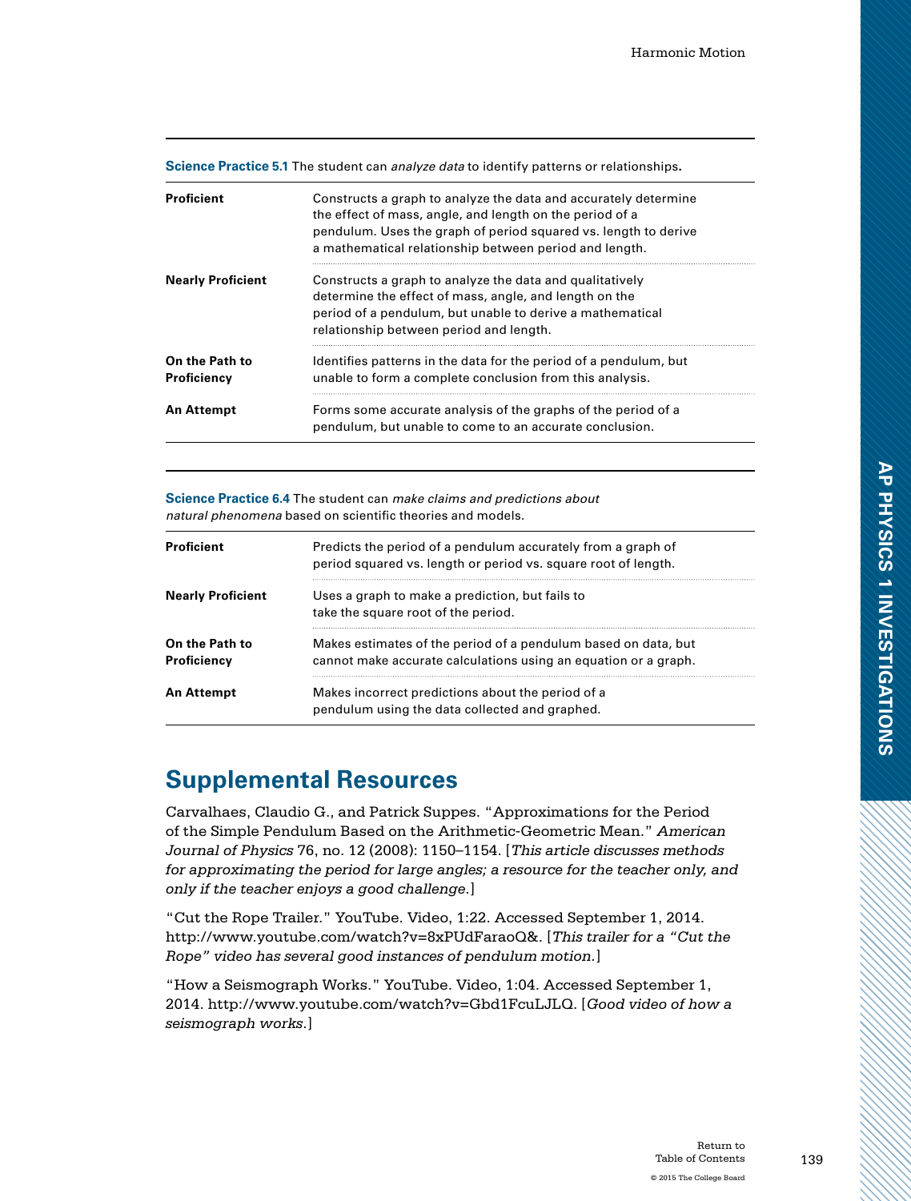| **Science Practice 5.1** The student can *analyze data* to identify patterns or relationships**.** | |
|---|---|
| **Proficient** | Constructs a graph to analyze the data and accurately determine the effect of mass, angle, and length on the period of a pendulum. Uses the graph of period squared vs. length to derive a mathematical relationship between period and length. |
| **Nearly Proficient** | Constructs a graph to analyze the data and qualitatively determine the effect of mass, angle, and length on the period of a pendulum, but unable to derive a mathematical relationship between period and length. |
| **On the Path to Proficiency** | Identifies patterns in the data for the period of a pendulum, but unable to form a complete conclusion from this analysis. |
| **An Attempt** | Forms some accurate analysis of the graphs of the period of a pendulum, but unable to come to an accurate conclusion. |

| **Science Practice 6.4** The student can *make claims and predictions about natural phenomena* based on scientific theories and models. | |
|---|---|
| **Proficient** | Predicts the period of a pendulum accurately from a graph of period squared vs. length or period vs. square root of length. |
| **Nearly Proficient** | Uses a graph to make a prediction, but fails to take the square root of the period. |
| **On the Path to Proficiency** | Makes estimates of the period of a pendulum based on data, but cannot make accurate calculations using an equation or a graph. |
| **An Attempt** | Makes incorrect predictions about the period of a pendulum using the data collected and graphed. |

## Supplemental Resources

Carvalhaes, Claudio G., and Patrick Suppes. "Approximations for the Period of the Simple Pendulum Based on the Arithmetic-Geometric Mean." *American Journal of Physics* 76, no. 12 (2008): 1150–1154. [*This article discusses methods for approximating the period for large angles; a resource for the teacher only, and only if the teacher enjoys a good challenge.*]

"Cut the Rope Trailer." YouTube. Video, 1:22. Accessed September 1, 2014. http://www.youtube.com/watch?v=8xPUdFaraoQ&. [*This trailer for a "Cut the Rope" video has several good instances of pendulum motion.*]

"How a Seismograph Works." YouTube. Video, 1:04. Accessed September 1, 2014. http://www.youtube.com/watch?v=Gbd1FcuLJLQ. [*Good video of how a seismograph works.*]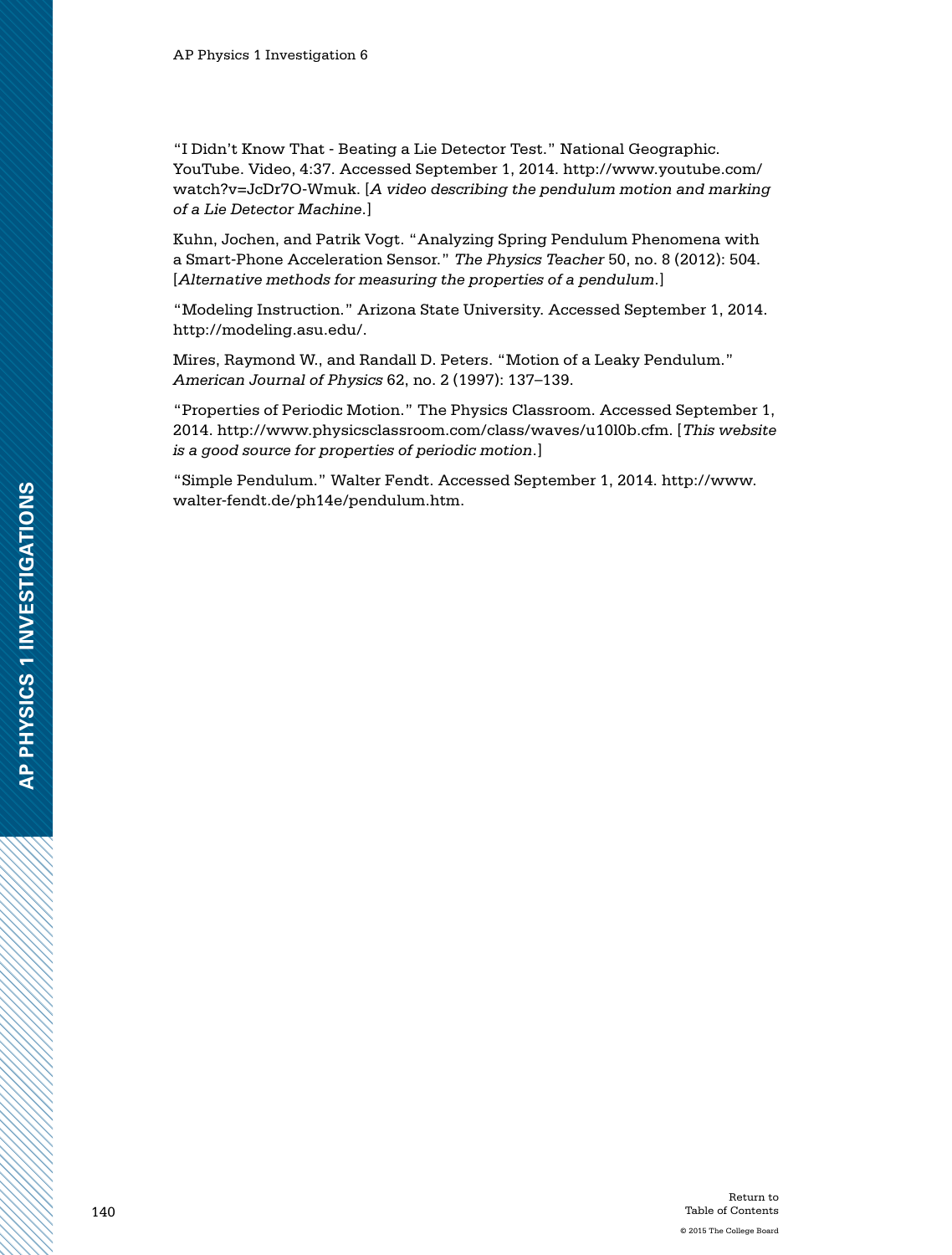“I Didn’t Know That - Beating a Lie Detector Test.” National Geographic. YouTube. Video, 4:37. Accessed September 1, 2014. http://www.youtube.com/watch?v=JcDr7O-Wmuk. [*A video describing the pendulum motion and marking of a Lie Detector Machine*.]

Kuhn, Jochen, and Patrik Vogt. “Analyzing Spring Pendulum Phenomena with a Smart-Phone Acceleration Sensor.” *The Physics Teacher* 50, no. 8 (2012): 504. [*Alternative methods for measuring the properties of a pendulum*.]

“Modeling Instruction.” Arizona State University. Accessed September 1, 2014. http://modeling.asu.edu/.

Mires, Raymond W., and Randall D. Peters. “Motion of a Leaky Pendulum.” *American Journal of Physics* 62, no. 2 (1997): 137–139.

“Properties of Periodic Motion.” The Physics Classroom. Accessed September 1, 2014. http://www.physicsclassroom.com/class/waves/u10l0b.cfm. [*This website is a good source for properties of periodic motion*.]

“Simple Pendulum.” Walter Fendt. Accessed September 1, 2014. http://www.walter-fendt.de/ph14e/pendulum.htm.